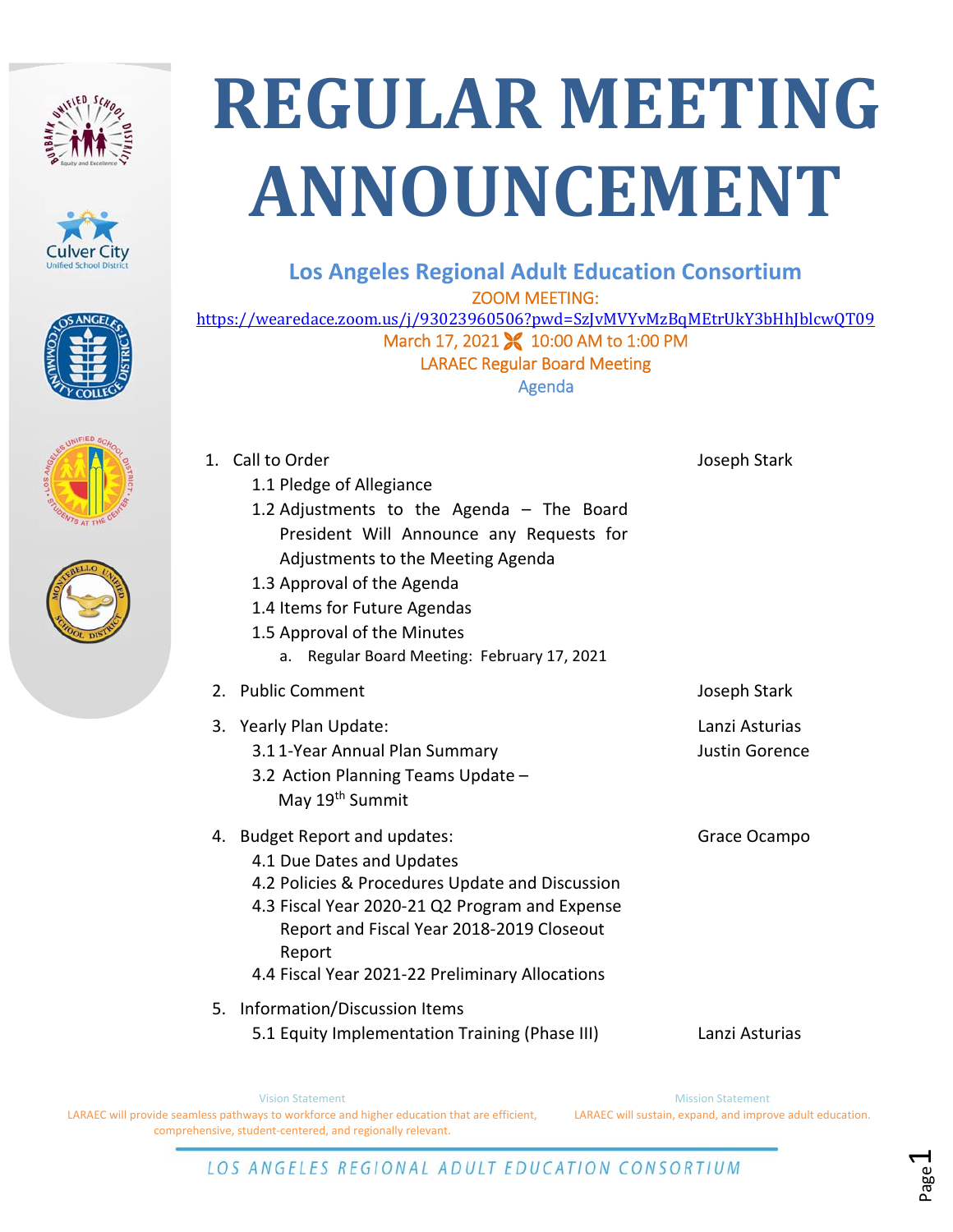# REGULAR MEETING ANNOUNCEMENT

## Los Angeles Regional Adult Education Consortium

ZOOM MEETING:
https://wearedace.zoom.us/j/93023960506?pwd=SzJvMVYvMzBqMEtrUkY3bHhJblcwQT09

March 17, 2021 10:00 AM to 1:00 PM

LARAEC Regular Board Meeting

Agenda

| Item | Presenter |
|---|---|
| 1. Call to Order | Joseph Stark |
| 1.1 Pledge of Allegiance | |
| 1.2 Adjustments to the Agenda – The Board President Will Announce any Requests for Adjustments to the Meeting Agenda | |
| 1.3 Approval of the Agenda | |
| 1.4 Items for Future Agendas | |
| 1.5 Approval of the Minutes | |
| a. Regular Board Meeting: February 17, 2021 | |
| 2. Public Comment | Joseph Stark |
| 3. Yearly Plan Update: | Lanzi Asturias |
| 3.1 1-Year Annual Plan Summary | Justin Gorence |
| 3.2 Action Planning Teams Update – May 19th Summit | |
| 4. Budget Report and updates: | Grace Ocampo |
| 4.1 Due Dates and Updates | |
| 4.2 Policies & Procedures Update and Discussion | |
| 4.3 Fiscal Year 2020-21 Q2 Program and Expense Report and Fiscal Year 2018-2019 Closeout Report | |
| 4.4 Fiscal Year 2021-22 Preliminary Allocations | |
| 5. Information/Discussion Items | |
| 5.1 Equity Implementation Training (Phase III) | Lanzi Asturias |

Vision Statement

LARAEC will provide seamless pathways to workforce and higher education that are efficient, comprehensive, student-centered, and regionally relevant.

Mission Statement

LARAEC will sustain, expand, and improve adult education.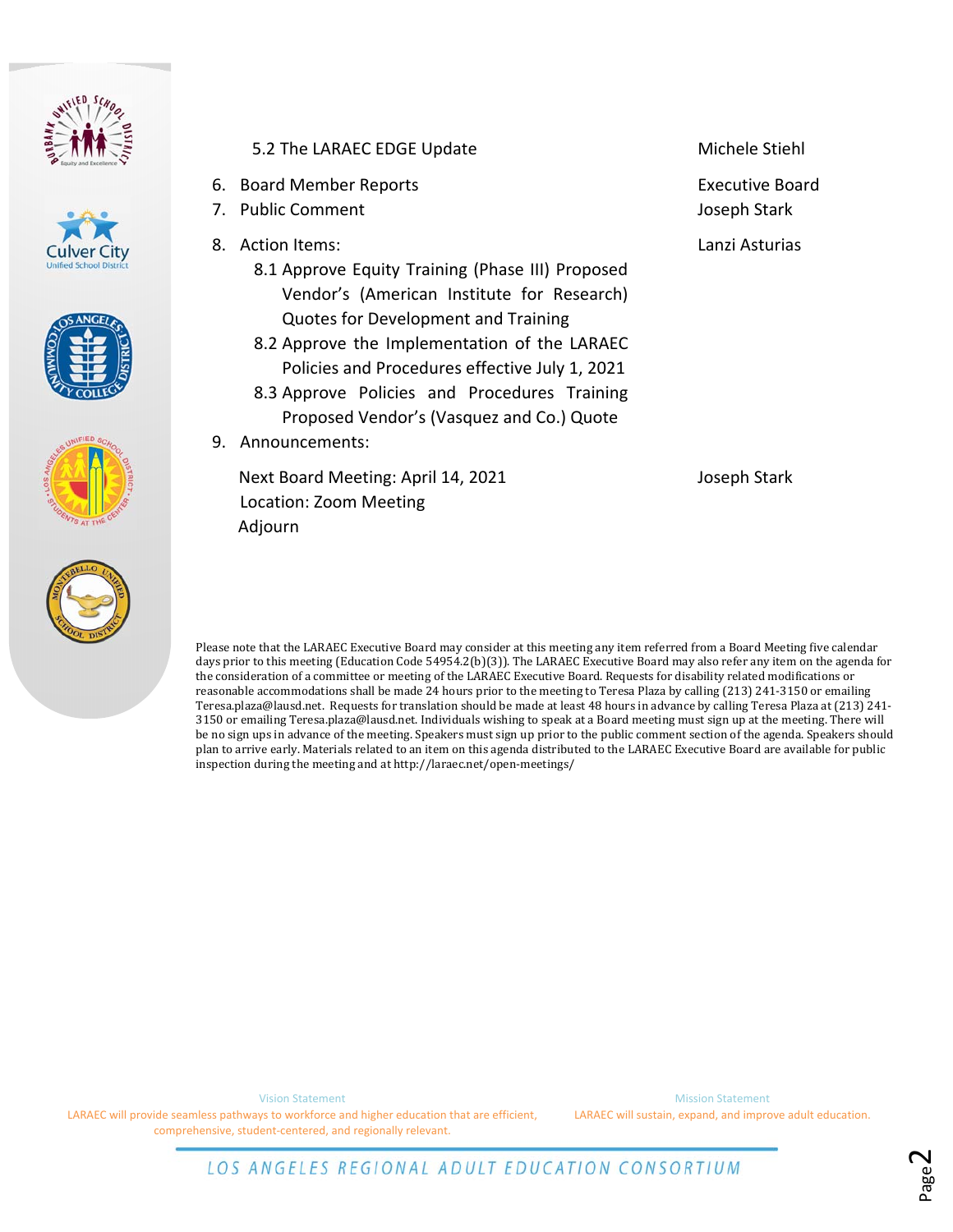5.2 The LARAEC EDGE Update — Michele Stiehl

6. Board Member Reports — Executive Board
7. Public Comment — Joseph Stark
8. Action Items: — Lanzi Asturias
   - 8.1 Approve Equity Training (Phase III) Proposed Vendor's (American Institute for Research) Quotes for Development and Training
   - 8.2 Approve the Implementation of the LARAEC Policies and Procedures effective July 1, 2021
   - 8.3 Approve Policies and Procedures Training Proposed Vendor's (Vasquez and Co.) Quote
9. Announcements:

   Next Board Meeting: April 14, 2021 — Joseph Stark
   Location: Zoom Meeting
   Adjourn

Please note that the LARAEC Executive Board may consider at this meeting any item referred from a Board Meeting five calendar days prior to this meeting (Education Code 54954.2(b)(3)). The LARAEC Executive Board may also refer any item on the agenda for the consideration of a committee or meeting of the LARAEC Executive Board. Requests for disability related modifications or reasonable accommodations shall be made 24 hours prior to the meeting to Teresa Plaza by calling (213) 241-3150 or emailing Teresa.plaza@lausd.net. Requests for translation should be made at least 48 hours in advance by calling Teresa Plaza at (213) 241-3150 or emailing Teresa.plaza@lausd.net. Individuals wishing to speak at a Board meeting must sign up at the meeting. There will be no sign ups in advance of the meeting. Speakers must sign up prior to the public comment section of the agenda. Speakers should plan to arrive early. Materials related to an item on this agenda distributed to the LARAEC Executive Board are available for public inspection during the meeting and at http://laraec.net/open-meetings/

Vision Statement
LARAEC will provide seamless pathways to workforce and higher education that are efficient, comprehensive, student-centered, and regionally relevant.

Mission Statement
LARAEC will sustain, expand, and improve adult education.